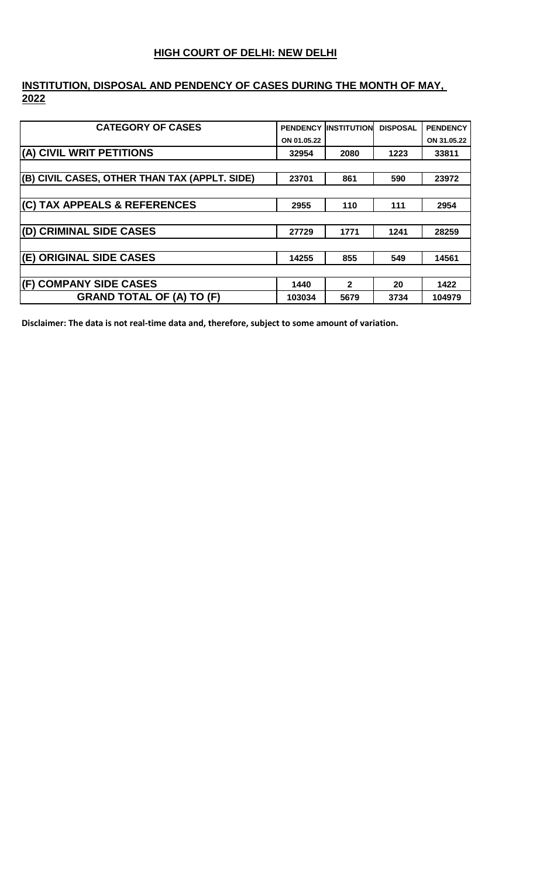## HIGH COURT OF DELHI: NEW DELHI

### INSTITUTION, DISPOSAL AND PENDENCY OF CASES DURING THE MONTH OF MAY, 2022

| CATEGORY OF CASES | PENDENCY ON 01.05.22 | INSTITUTION | DISPOSAL | PENDENCY ON 31.05.22 |
|---|---|---|---|---|
| (A) CIVIL WRIT PETITIONS | 32954 | 2080 | 1223 | 33811 |
| (B) CIVIL CASES, OTHER THAN TAX (APPLT. SIDE) | 23701 | 861 | 590 | 23972 |
| (C) TAX APPEALS & REFERENCES | 2955 | 110 | 111 | 2954 |
| (D) CRIMINAL SIDE CASES | 27729 | 1771 | 1241 | 28259 |
| (E) ORIGINAL SIDE CASES | 14255 | 855 | 549 | 14561 |
| (F) COMPANY SIDE CASES | 1440 | 2 | 20 | 1422 |
| GRAND TOTAL OF (A) TO (F) | 103034 | 5679 | 3734 | 104979 |

**Disclaimer: The data is not real-time data and, therefore, subject to some amount of variation.**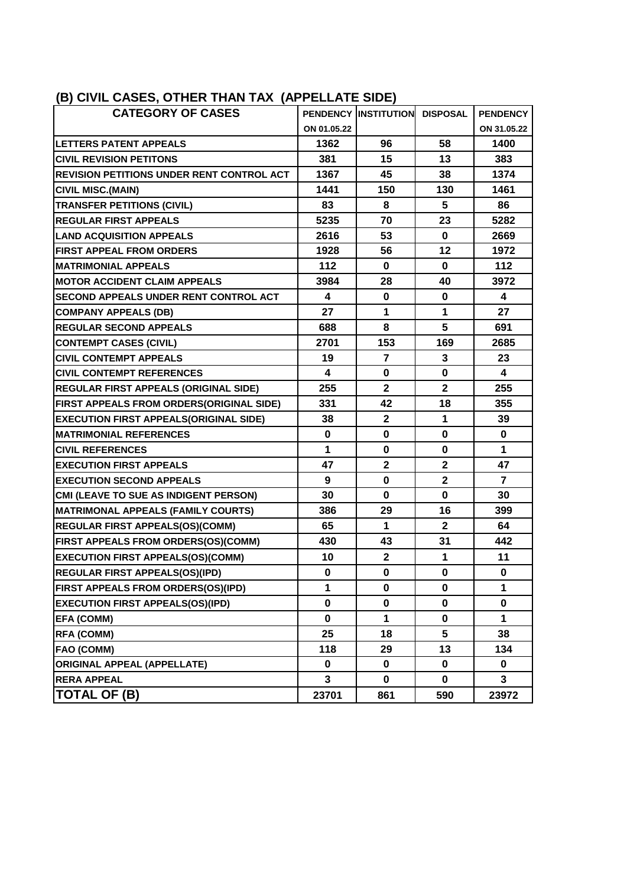## (B) CIVIL CASES, OTHER THAN TAX (APPELLATE SIDE)

| CATEGORY OF CASES | PENDENCY ON 01.05.22 | INSTITUTION | DISPOSAL | PENDENCY ON 31.05.22 |
|---|---|---|---|---|
| LETTERS PATENT APPEALS | 1362 | 96 | 58 | 1400 |
| CIVIL REVISION PETITONS | 381 | 15 | 13 | 383 |
| REVISION PETITIONS UNDER RENT CONTROL ACT | 1367 | 45 | 38 | 1374 |
| CIVIL MISC.(MAIN) | 1441 | 150 | 130 | 1461 |
| TRANSFER PETITIONS (CIVIL) | 83 | 8 | 5 | 86 |
| REGULAR FIRST APPEALS | 5235 | 70 | 23 | 5282 |
| LAND ACQUISITION APPEALS | 2616 | 53 | 0 | 2669 |
| FIRST APPEAL FROM ORDERS | 1928 | 56 | 12 | 1972 |
| MATRIMONIAL APPEALS | 112 | 0 | 0 | 112 |
| MOTOR ACCIDENT CLAIM APPEALS | 3984 | 28 | 40 | 3972 |
| SECOND APPEALS UNDER RENT CONTROL ACT | 4 | 0 | 0 | 4 |
| COMPANY APPEALS (DB) | 27 | 1 | 1 | 27 |
| REGULAR SECOND APPEALS | 688 | 8 | 5 | 691 |
| CONTEMPT CASES (CIVIL) | 2701 | 153 | 169 | 2685 |
| CIVIL CONTEMPT APPEALS | 19 | 7 | 3 | 23 |
| CIVIL CONTEMPT REFERENCES | 4 | 0 | 0 | 4 |
| REGULAR FIRST APPEALS (ORIGINAL SIDE) | 255 | 2 | 2 | 255 |
| FIRST APPEALS FROM ORDERS(ORIGINAL SIDE) | 331 | 42 | 18 | 355 |
| EXECUTION FIRST APPEALS(ORIGINAL SIDE) | 38 | 2 | 1 | 39 |
| MATRIMONIAL REFERENCES | 0 | 0 | 0 | 0 |
| CIVIL REFERENCES | 1 | 0 | 0 | 1 |
| EXECUTION FIRST APPEALS | 47 | 2 | 2 | 47 |
| EXECUTION SECOND APPEALS | 9 | 0 | 2 | 7 |
| CMI (LEAVE TO SUE AS INDIGENT PERSON) | 30 | 0 | 0 | 30 |
| MATRIMONAL APPEALS (FAMILY COURTS) | 386 | 29 | 16 | 399 |
| REGULAR FIRST APPEALS(OS)(COMM) | 65 | 1 | 2 | 64 |
| FIRST APPEALS FROM ORDERS(OS)(COMM) | 430 | 43 | 31 | 442 |
| EXECUTION FIRST APPEALS(OS)(COMM) | 10 | 2 | 1 | 11 |
| REGULAR FIRST APPEALS(OS)(IPD) | 0 | 0 | 0 | 0 |
| FIRST APPEALS FROM ORDERS(OS)(IPD) | 1 | 0 | 0 | 1 |
| EXECUTION FIRST APPEALS(OS)(IPD) | 0 | 0 | 0 | 0 |
| EFA (COMM) | 0 | 1 | 0 | 1 |
| RFA (COMM) | 25 | 18 | 5 | 38 |
| FAO (COMM) | 118 | 29 | 13 | 134 |
| ORIGINAL APPEAL (APPELLATE) | 0 | 0 | 0 | 0 |
| RERA APPEAL | 3 | 0 | 0 | 3 |
| **TOTAL OF (B)** | **23701** | **861** | **590** | **23972** |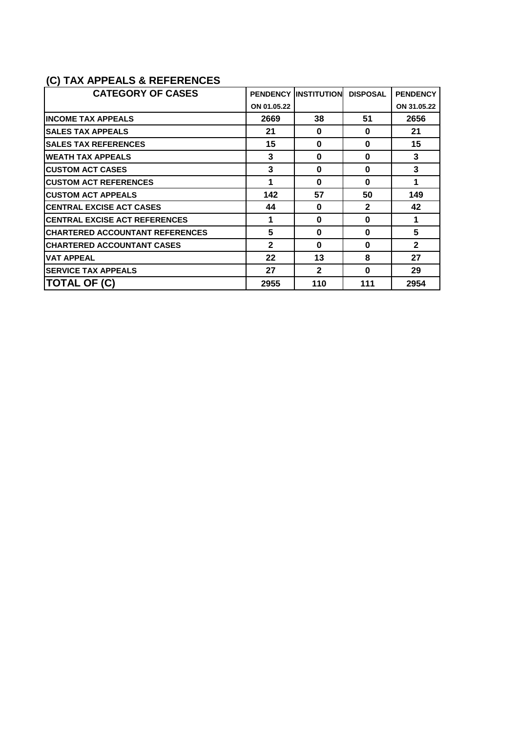## (C) TAX APPEALS & REFERENCES

| CATEGORY OF CASES | PENDENCY ON 01.05.22 | INSTITUTION | DISPOSAL | PENDENCY ON 31.05.22 |
|---|---|---|---|---|
| INCOME TAX APPEALS | 2669 | 38 | 51 | 2656 |
| SALES TAX APPEALS | 21 | 0 | 0 | 21 |
| SALES TAX REFERENCES | 15 | 0 | 0 | 15 |
| WEATH TAX APPEALS | 3 | 0 | 0 | 3 |
| CUSTOM ACT CASES | 3 | 0 | 0 | 3 |
| CUSTOM ACT REFERENCES | 1 | 0 | 0 | 1 |
| CUSTOM ACT APPEALS | 142 | 57 | 50 | 149 |
| CENTRAL EXCISE ACT CASES | 44 | 0 | 2 | 42 |
| CENTRAL EXCISE ACT REFERENCES | 1 | 0 | 0 | 1 |
| CHARTERED ACCOUNTANT REFERENCES | 5 | 0 | 0 | 5 |
| CHARTERED ACCOUNTANT CASES | 2 | 0 | 0 | 2 |
| VAT APPEAL | 22 | 13 | 8 | 27 |
| SERVICE TAX APPEALS | 27 | 2 | 0 | 29 |
| **TOTAL OF (C)** | 2955 | 110 | 111 | 2954 |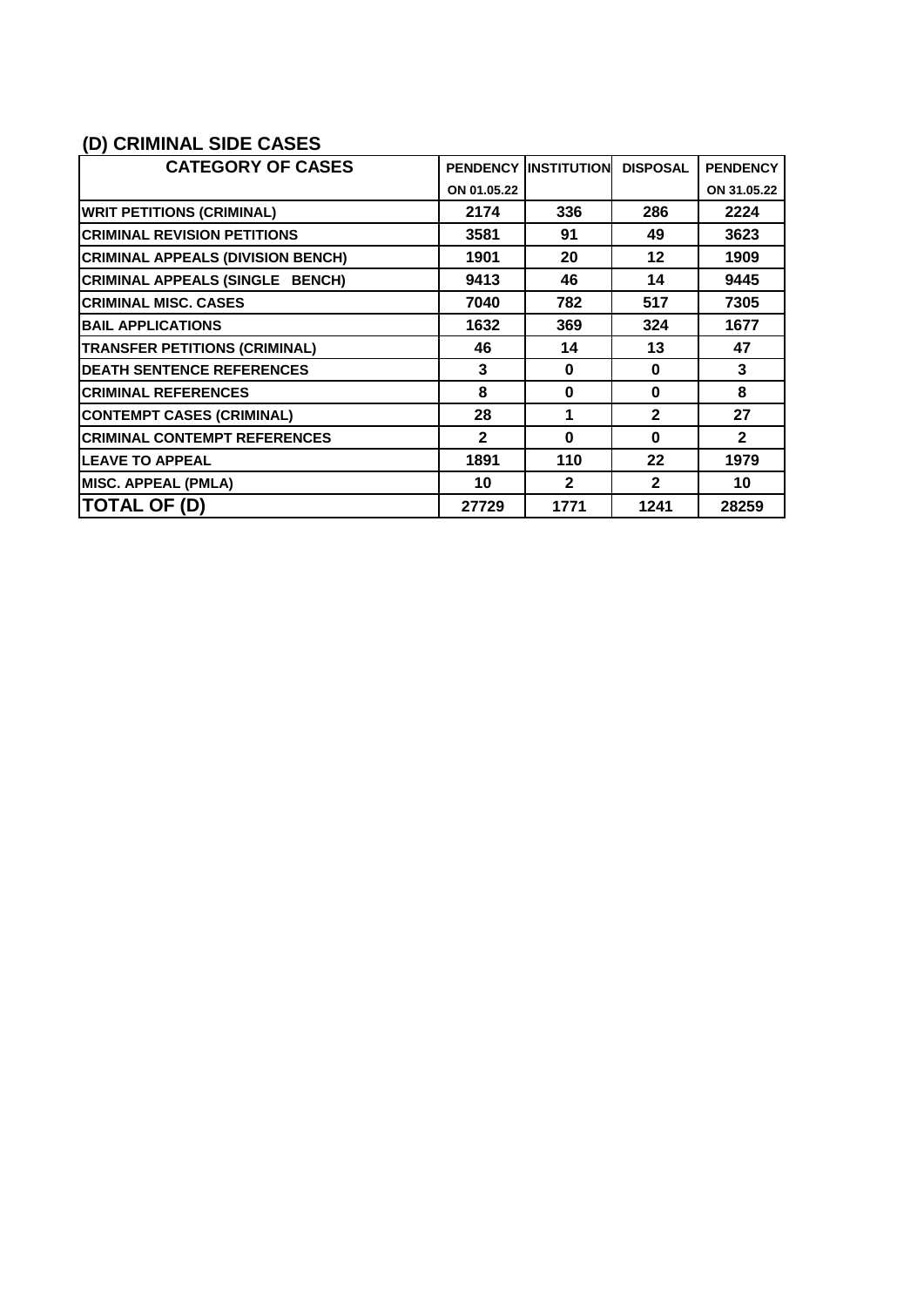## (D) CRIMINAL SIDE CASES

| CATEGORY OF CASES | PENDENCY ON 01.05.22 | INSTITUTION | DISPOSAL | PENDENCY ON 31.05.22 |
|---|---|---|---|---|
| WRIT PETITIONS (CRIMINAL) | 2174 | 336 | 286 | 2224 |
| CRIMINAL REVISION PETITIONS | 3581 | 91 | 49 | 3623 |
| CRIMINAL APPEALS (DIVISION BENCH) | 1901 | 20 | 12 | 1909 |
| CRIMINAL APPEALS (SINGLE BENCH) | 9413 | 46 | 14 | 9445 |
| CRIMINAL MISC. CASES | 7040 | 782 | 517 | 7305 |
| BAIL APPLICATIONS | 1632 | 369 | 324 | 1677 |
| TRANSFER PETITIONS (CRIMINAL) | 46 | 14 | 13 | 47 |
| DEATH SENTENCE REFERENCES | 3 | 0 | 0 | 3 |
| CRIMINAL REFERENCES | 8 | 0 | 0 | 8 |
| CONTEMPT CASES (CRIMINAL) | 28 | 1 | 2 | 27 |
| CRIMINAL CONTEMPT REFERENCES | 2 | 0 | 0 | 2 |
| LEAVE TO APPEAL | 1891 | 110 | 22 | 1979 |
| MISC. APPEAL (PMLA) | 10 | 2 | 2 | 10 |
| **TOTAL OF (D)** | **27729** | **1771** | **1241** | **28259** |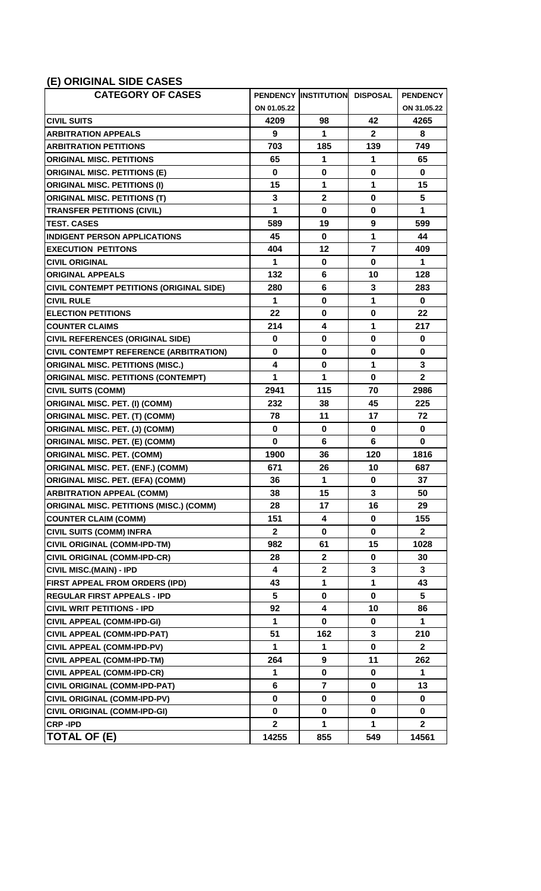## (E) ORIGINAL SIDE CASES

| CATEGORY OF CASES | PENDENCY ON 01.05.22 | INSTITUTION | DISPOSAL | PENDENCY ON 31.05.22 |
|---|---|---|---|---|
| CIVIL SUITS | 4209 | 98 | 42 | 4265 |
| ARBITRATION APPEALS | 9 | 1 | 2 | 8 |
| ARBITRATION PETITIONS | 703 | 185 | 139 | 749 |
| ORIGINAL MISC. PETITIONS | 65 | 1 | 1 | 65 |
| ORIGINAL MISC. PETITIONS (E) | 0 | 0 | 0 | 0 |
| ORIGINAL MISC. PETITIONS (I) | 15 | 1 | 1 | 15 |
| ORIGINAL MISC. PETITIONS (T) | 3 | 2 | 0 | 5 |
| TRANSFER PETITIONS (CIVIL) | 1 | 0 | 0 | 1 |
| TEST. CASES | 589 | 19 | 9 | 599 |
| INDIGENT PERSON APPLICATIONS | 45 | 0 | 1 | 44 |
| EXECUTION PETITONS | 404 | 12 | 7 | 409 |
| CIVIL ORIGINAL | 1 | 0 | 0 | 1 |
| ORIGINAL APPEALS | 132 | 6 | 10 | 128 |
| CIVIL CONTEMPT PETITIONS (ORIGINAL SIDE) | 280 | 6 | 3 | 283 |
| CIVIL RULE | 1 | 0 | 1 | 0 |
| ELECTION PETITIONS | 22 | 0 | 0 | 22 |
| COUNTER CLAIMS | 214 | 4 | 1 | 217 |
| CIVIL REFERENCES (ORIGINAL SIDE) | 0 | 0 | 0 | 0 |
| CIVIL CONTEMPT REFERENCE (ARBITRATION) | 0 | 0 | 0 | 0 |
| ORIGINAL MISC. PETITIONS (MISC.) | 4 | 0 | 1 | 3 |
| ORIGINAL MISC. PETITIONS (CONTEMPT) | 1 | 1 | 0 | 2 |
| CIVIL SUITS (COMM) | 2941 | 115 | 70 | 2986 |
| ORIGINAL MISC. PET. (I) (COMM) | 232 | 38 | 45 | 225 |
| ORIGINAL MISC. PET. (T) (COMM) | 78 | 11 | 17 | 72 |
| ORIGINAL MISC. PET. (J) (COMM) | 0 | 0 | 0 | 0 |
| ORIGINAL MISC. PET. (E) (COMM) | 0 | 6 | 6 | 0 |
| ORIGINAL MISC. PET. (COMM) | 1900 | 36 | 120 | 1816 |
| ORIGINAL MISC. PET. (ENF.) (COMM) | 671 | 26 | 10 | 687 |
| ORIGINAL MISC. PET. (EFA) (COMM) | 36 | 1 | 0 | 37 |
| ARBITRATION APPEAL (COMM) | 38 | 15 | 3 | 50 |
| ORIGINAL MISC. PETITIONS (MISC.) (COMM) | 28 | 17 | 16 | 29 |
| COUNTER CLAIM (COMM) | 151 | 4 | 0 | 155 |
| CIVIL SUITS (COMM) INFRA | 2 | 0 | 0 | 2 |
| CIVIL ORIGINAL (COMM-IPD-TM) | 982 | 61 | 15 | 1028 |
| CIVIL ORIGINAL (COMM-IPD-CR) | 28 | 2 | 0 | 30 |
| CIVIL MISC.(MAIN) - IPD | 4 | 2 | 3 | 3 |
| FIRST APPEAL FROM ORDERS (IPD) | 43 | 1 | 1 | 43 |
| REGULAR FIRST APPEALS - IPD | 5 | 0 | 0 | 5 |
| CIVIL WRIT PETITIONS - IPD | 92 | 4 | 10 | 86 |
| CIVIL APPEAL (COMM-IPD-GI) | 1 | 0 | 0 | 1 |
| CIVIL APPEAL (COMM-IPD-PAT) | 51 | 162 | 3 | 210 |
| CIVIL APPEAL (COMM-IPD-PV) | 1 | 1 | 0 | 2 |
| CIVIL APPEAL (COMM-IPD-TM) | 264 | 9 | 11 | 262 |
| CIVIL APPEAL (COMM-IPD-CR) | 1 | 0 | 0 | 1 |
| CIVIL ORIGINAL (COMM-IPD-PAT) | 6 | 7 | 0 | 13 |
| CIVIL ORIGINAL (COMM-IPD-PV) | 0 | 0 | 0 | 0 |
| CIVIL ORIGINAL (COMM-IPD-GI) | 0 | 0 | 0 | 0 |
| CRP -IPD | 2 | 1 | 1 | 2 |
| **TOTAL OF (E)** | **14255** | **855** | **549** | **14561** |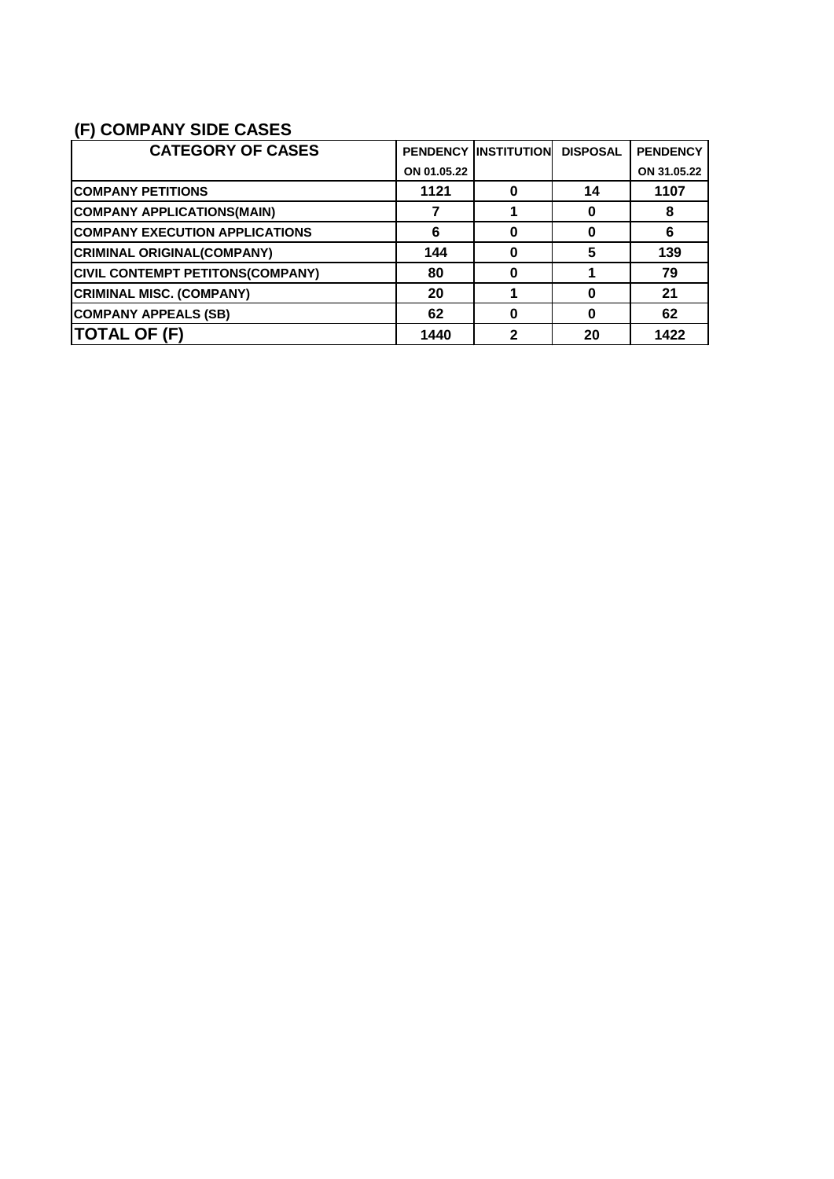## (F) COMPANY SIDE CASES

| CATEGORY OF CASES | PENDENCY ON 01.05.22 | INSTITUTION | DISPOSAL | PENDENCY ON 31.05.22 |
|---|---|---|---|---|
| COMPANY PETITIONS | 1121 | 0 | 14 | 1107 |
| COMPANY APPLICATIONS(MAIN) | 7 | 1 | 0 | 8 |
| COMPANY EXECUTION APPLICATIONS | 6 | 0 | 0 | 6 |
| CRIMINAL ORIGINAL(COMPANY) | 144 | 0 | 5 | 139 |
| CIVIL CONTEMPT PETITONS(COMPANY) | 80 | 0 | 1 | 79 |
| CRIMINAL MISC. (COMPANY) | 20 | 1 | 0 | 21 |
| COMPANY APPEALS (SB) | 62 | 0 | 0 | 62 |
| **TOTAL OF (F)** | 1440 | 2 | 20 | 1422 |